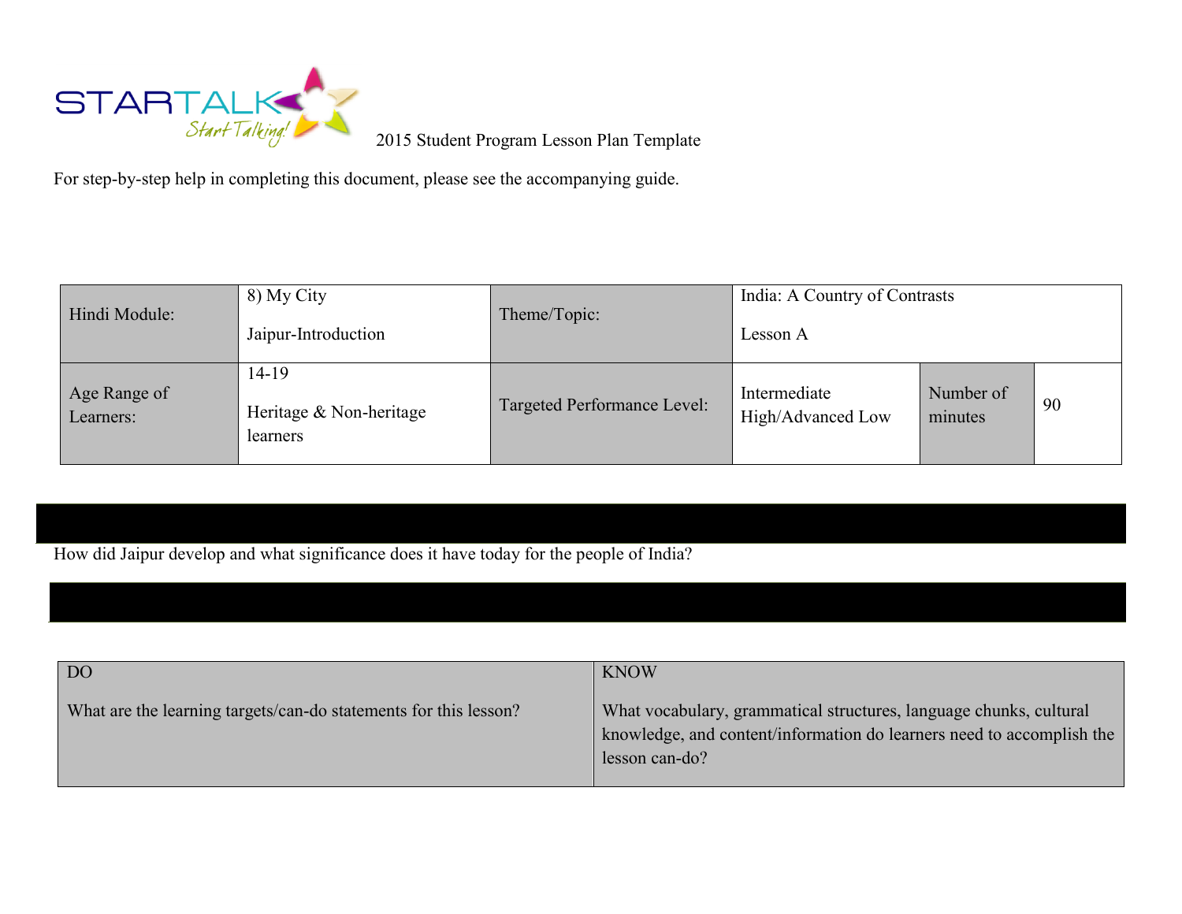2015 Student Program Lesson Plan Template

For step-by-step help in completing this document, please see the accompanying guide.

| Hindi Module: | 8) My City<br><br>Jaipur-Introduction | Theme/Topic: | India: A Country of Contrasts<br><br>Lesson A | | |
|---|---|---|---|---|---|
| Age Range of Learners: | 14-19<br><br>Heritage & Non-heritage learners | Targeted Performance Level: | Intermediate High/Advanced Low | Number of minutes | 90 |

How did Jaipur develop and what significance does it have today for the people of India?

| DO<br><br>What are the learning targets/can-do statements for this lesson? | KNOW<br><br>What vocabulary, grammatical structures, language chunks, cultural knowledge, and content/information do learners need to accomplish the lesson can-do? |
|---|---|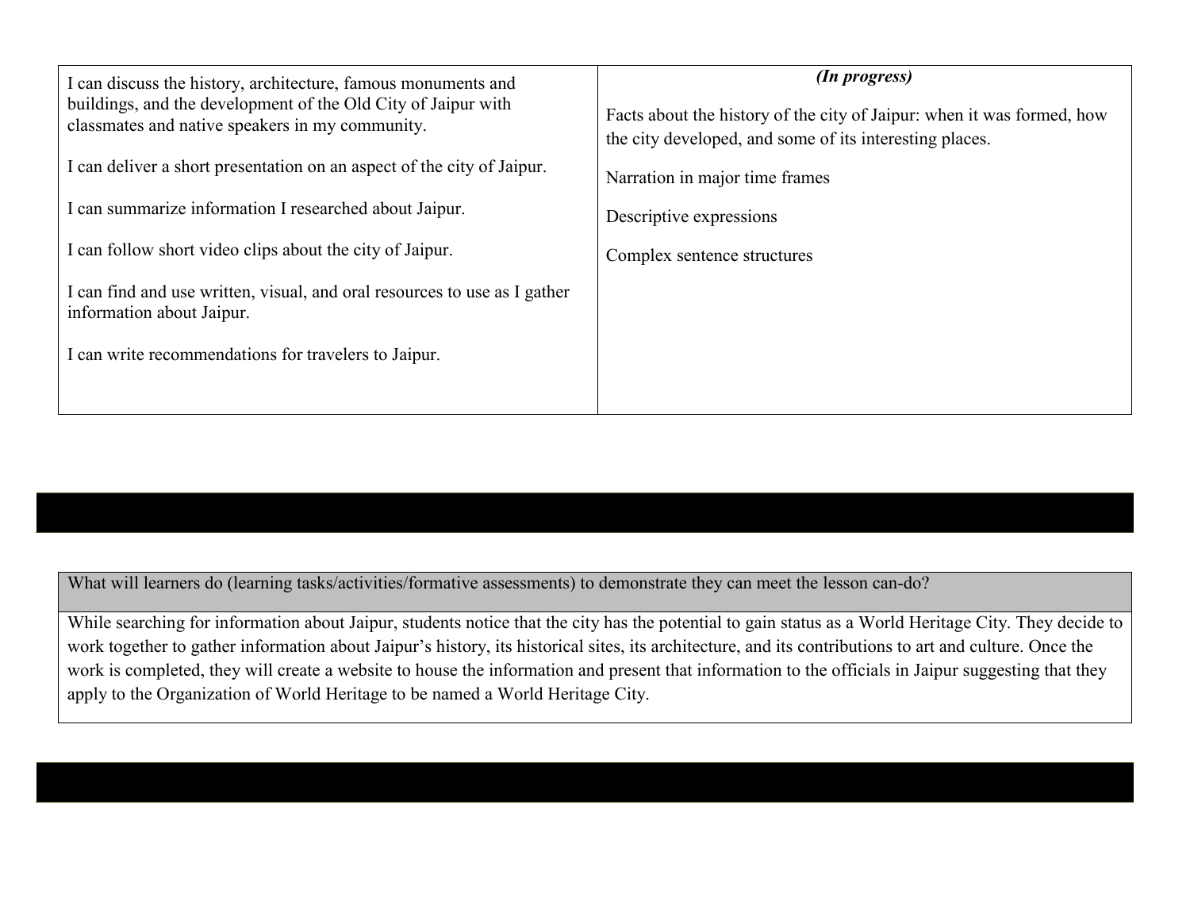| | |
|---|---|
| I can discuss the history, architecture, famous monuments and buildings, and the development of the Old City of Jaipur with classmates and native speakers in my community.<br><br>I can deliver a short presentation on an aspect of the city of Jaipur.<br><br>I can summarize information I researched about Jaipur.<br><br>I can follow short video clips about the city of Jaipur.<br><br>I can find and use written, visual, and oral resources to use as I gather information about Jaipur.<br><br>I can write recommendations for travelers to Jaipur. | ***(In progress)***<br><br>Facts about the history of the city of Jaipur: when it was formed, how the city developed, and some of its interesting places.<br><br>Narration in major time frames<br><br>Descriptive expressions<br><br>Complex sentence structures |

| What will learners do (learning tasks/activities/formative assessments) to demonstrate they can meet the lesson can-do? |
|---|
| While searching for information about Jaipur, students notice that the city has the potential to gain status as a World Heritage City. They decide to work together to gather information about Jaipur's history, its historical sites, its architecture, and its contributions to art and culture. Once the work is completed, they will create a website to house the information and present that information to the officials in Jaipur suggesting that they apply to the Organization of World Heritage to be named a World Heritage City. |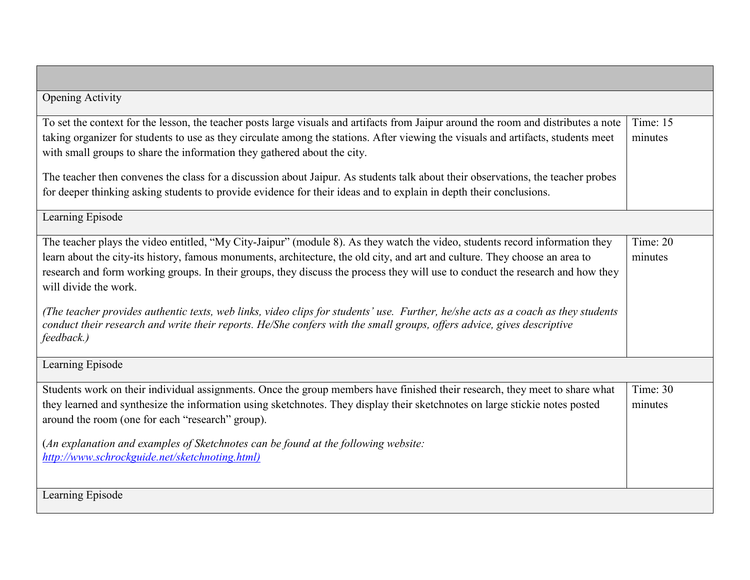| | |
|---|---|
| Opening Activity | |
| To set the context for the lesson, the teacher posts large visuals and artifacts from Jaipur around the room and distributes a note taking organizer for students to use as they circulate among the stations. After viewing the visuals and artifacts, students meet with small groups to share the information they gathered about the city.<br><br>The teacher then convenes the class for a discussion about Jaipur. As students talk about their observations, the teacher probes for deeper thinking asking students to provide evidence for their ideas and to explain in depth their conclusions. | Time: 15 minutes |
| Learning Episode | |
| The teacher plays the video entitled, "My City-Jaipur" (module 8). As they watch the video, students record information they learn about the city-its history, famous monuments, architecture, the old city, and art and culture. They choose an area to research and form working groups. In their groups, they discuss the process they will use to conduct the research and how they will divide the work.<br><br>*(The teacher provides authentic texts, web links, video clips for students' use. Further, he/she acts as a coach as they students conduct their research and write their reports. He/She confers with the small groups, offers advice, gives descriptive feedback.)* | Time: 20 minutes |
| Learning Episode | |
| Students work on their individual assignments. Once the group members have finished their research, they meet to share what they learned and synthesize the information using sketchnotes. They display their sketchnotes on large stickie notes posted around the room (one for each "research" group).<br><br>(*An explanation and examples of Sketchnotes can be found at the following website: [http://www.schrockguide.net/sketchnoting.html)](http://www.schrockguide.net/sketchnoting.html)* | Time: 30 minutes |
| Learning Episode | |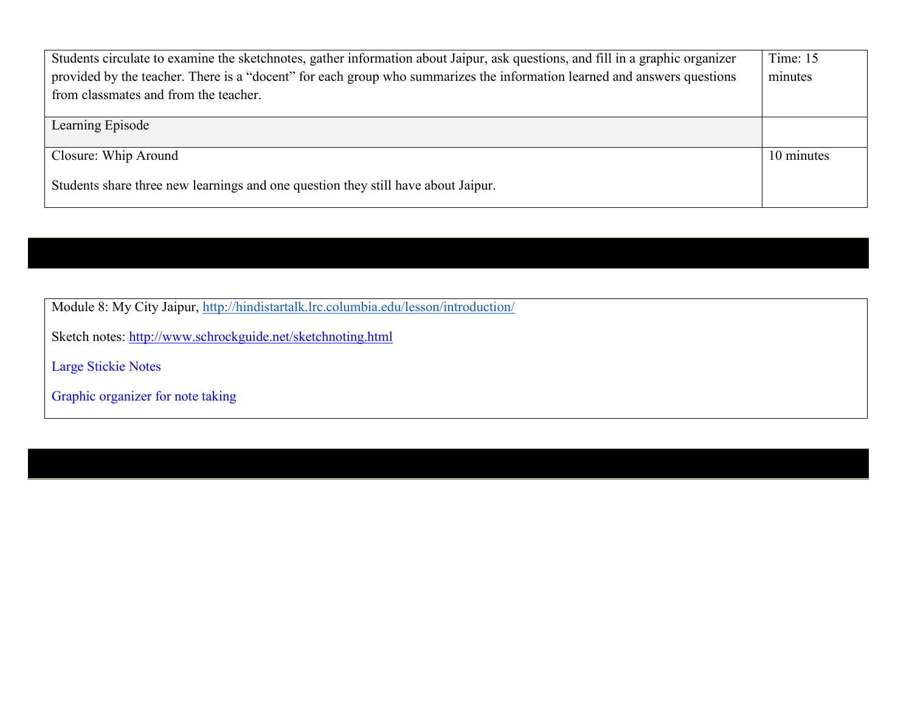| | |
|---|---|
| Students circulate to examine the sketchnotes, gather information about Jaipur, ask questions, and fill in a graphic organizer provided by the teacher. There is a "docent" for each group who summarizes the information learned and answers questions from classmates and from the teacher. | Time: 15 minutes |
| Learning Episode | |
| Closure: Whip Around<br><br>Students share three new learnings and one question they still have about Jaipur. | 10 minutes |

Module 8: My City Jaipur, http://hindistartalk.lrc.columbia.edu/lesson/introduction/

Sketch notes: http://www.schrockguide.net/sketchnoting.html

Large Stickie Notes

Graphic organizer for note taking